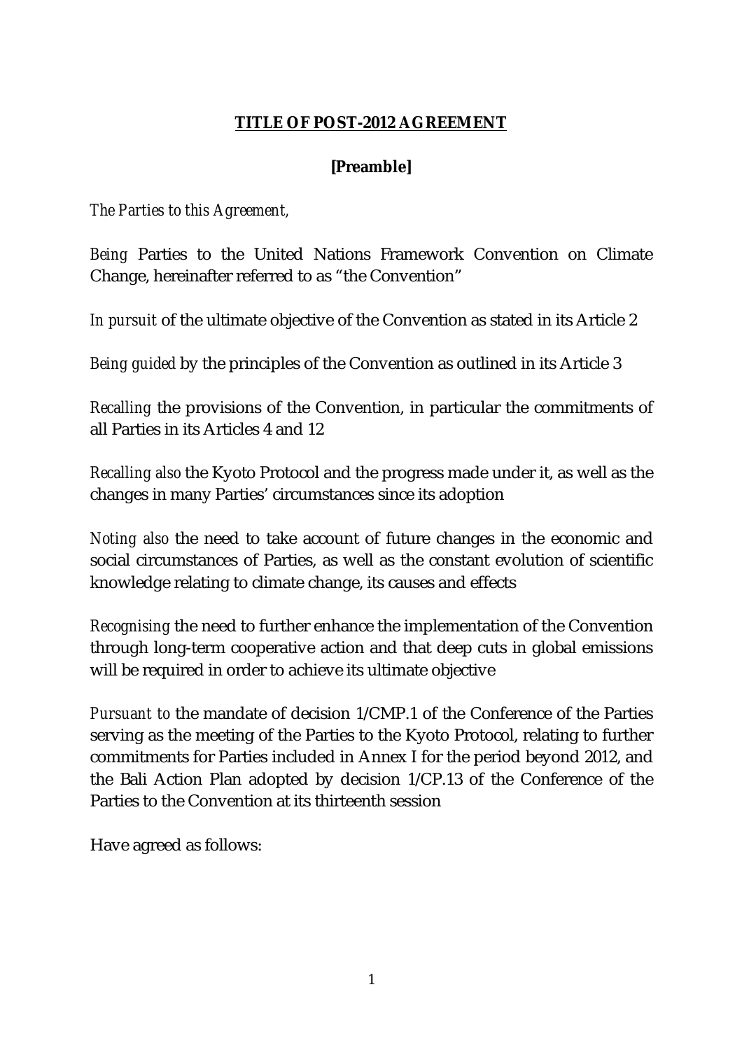## **TITLE OF POST-2012 AGREEMENT**

### **[Preamble]**

*The Parties to this Agreement*,

*Being* Parties to the United Nations Framework Convention on Climate Change, hereinafter referred to as "the Convention"

*In pursuit* of the ultimate objective of the Convention as stated in its Article 2

*Being guided* by the principles of the Convention as outlined in its Article 3

*Recalling* the provisions of the Convention, in particular the commitments of all Parties in its Articles 4 and 12

*Recalling also* the Kyoto Protocol and the progress made under it, as well as the changes in many Parties' circumstances since its adoption

*Noting also* the need to take account of future changes in the economic and social circumstances of Parties, as well as the constant evolution of scientific knowledge relating to climate change, its causes and effects

*Recognising* the need to further enhance the implementation of the Convention through long-term cooperative action and that deep cuts in global emissions will be required in order to achieve its ultimate objective

*Pursuant to* the mandate of decision 1/CMP.1 of the Conference of the Parties serving as the meeting of the Parties to the Kyoto Protocol, relating to further commitments for Parties included in Annex I for the period beyond 2012, and the Bali Action Plan adopted by decision 1/CP.13 of the Conference of the Parties to the Convention at its thirteenth session

Have agreed as follows: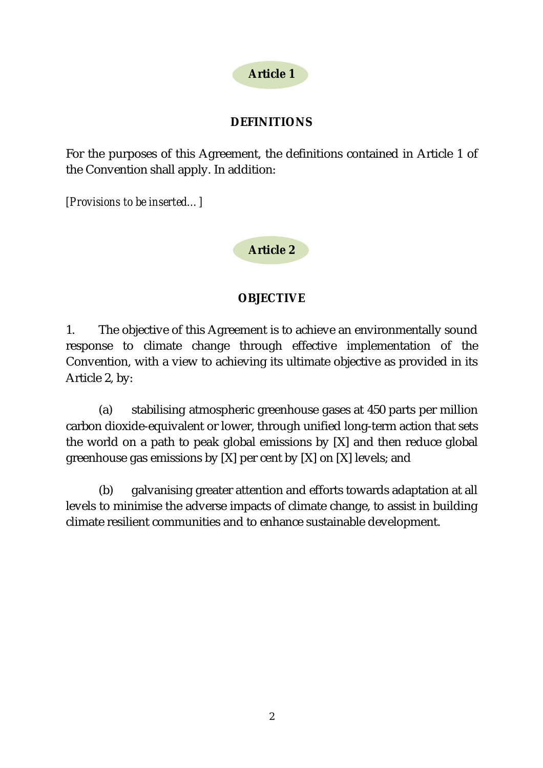## Article 1

### DEFINITIONS

For the purposes of this Agreement, the definitions contained in Article 1 of the Convention shall apply. In addition:

*[Provisions to be inserted…]*

## Article 2

### OBJECTIVE

1. The objective of this Agreement is to achieve an environmentally sound response to climate change through effective implementation of the Convention, with a view to achieving its ultimate objective as provided in its Article 2, by:

(a) stabilising atmospheric greenhouse gases at 450 parts per million carbon dioxide-equivalent or lower, through unified long-term action that sets the world on a path to peak global emissions by [X] and then reduce global greenhouse gas emissions by [X] per cent by [X] on [X] levels; and

(b) galvanising greater attention and efforts towards adaptation at all levels to minimise the adverse impacts of climate change, to assist in building climate resilient communities and to enhance sustainable development.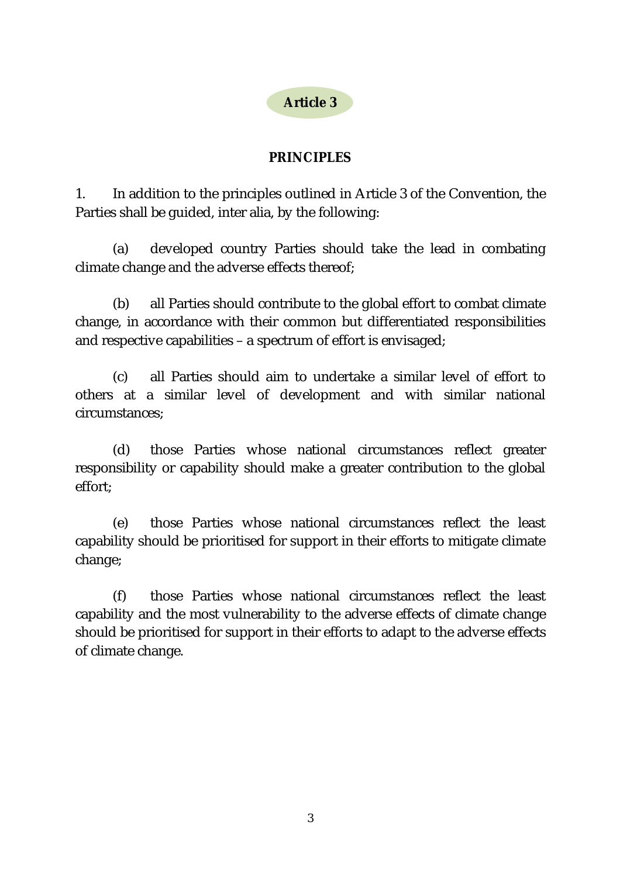## Article 3

### PRINCIPLES

1. In addition to the principles outlined in Article 3 of the Convention, the Parties shall be guided, inter alia, by the following:

(a) developed country Parties should take the lead in combating climate change and the adverse effects thereof;

(b) all Parties should contribute to the global effort to combat climate change, in accordance with their common but differentiated responsibilities and respective capabilities – a spectrum of effort is envisaged;

(c) all Parties should aim to undertake a similar level of effort to others at a similar level of development and with similar national circumstances;

(d) those Parties whose national circumstances reflect greater responsibility or capability should make a greater contribution to the global effort;

(e) those Parties whose national circumstances reflect the least capability should be prioritised for support in their efforts to mitigate climate change;

(f) those Parties whose national circumstances reflect the least capability and the most vulnerability to the adverse effects of climate change should be prioritised for support in their efforts to adapt to the adverse effects of climate change.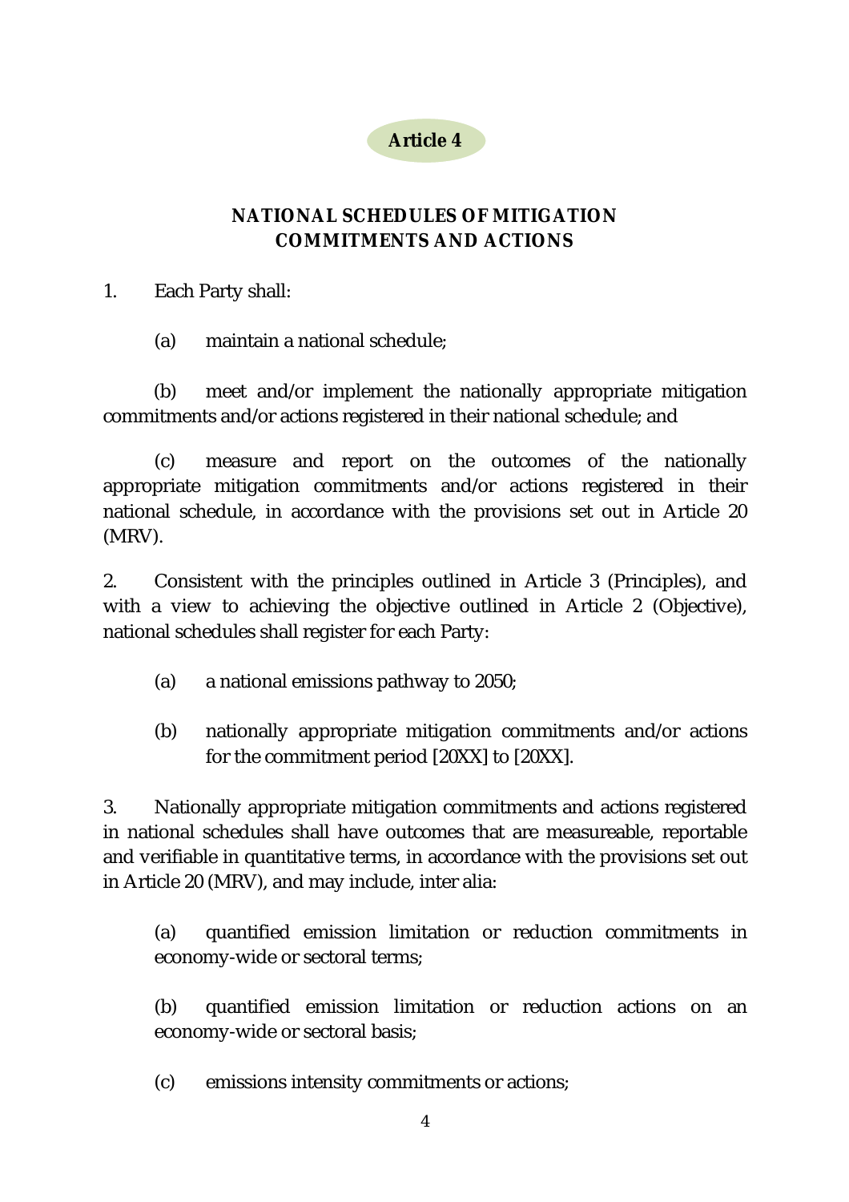## Article 4

### NATIONAL SCHEDULES OF MITIGATION COMMITMENTS AND ACTIONS

1. Each Party shall:

   (a) maintain a national schedule;

   (b) meet and/or implement the nationally appropriate mitigation commitments and/or actions registered in their national schedule; and

   (c) measure and report on the outcomes of the nationally appropriate mitigation commitments and/or actions registered in their national schedule, in accordance with the provisions set out in Article 20 (MRV).

2. Consistent with the principles outlined in Article 3 (Principles), and with a view to achieving the objective outlined in Article 2 (Objective), national schedules shall register for each Party:

   (a) a national emissions pathway to 2050;

   (b) nationally appropriate mitigation commitments and/or actions for the commitment period [20XX] to [20XX].

3. Nationally appropriate mitigation commitments and actions registered in national schedules shall have outcomes that are measureable, reportable and verifiable in quantitative terms, in accordance with the provisions set out in Article 20 (MRV), and may include, inter alia:

   (a) quantified emission limitation or reduction commitments in economy-wide or sectoral terms;

   (b) quantified emission limitation or reduction actions on an economy-wide or sectoral basis;

   (c) emissions intensity commitments or actions;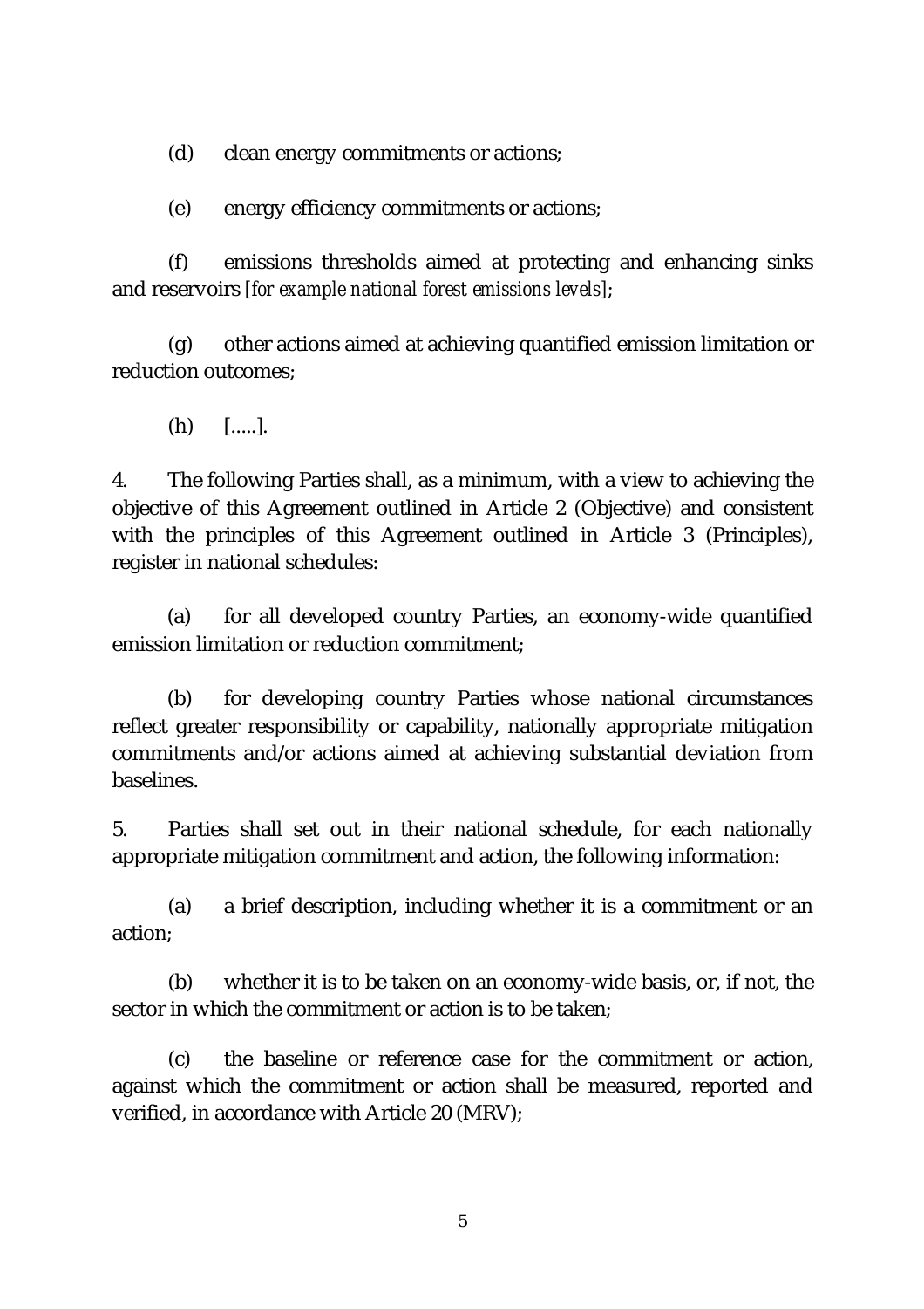(d) clean energy commitments or actions;

(e) energy efficiency commitments or actions;

(f) emissions thresholds aimed at protecting and enhancing sinks and reservoirs *[for example national forest emissions levels]*;

(g) other actions aimed at achieving quantified emission limitation or reduction outcomes;

(h) [.....].

4. The following Parties shall, as a minimum, with a view to achieving the objective of this Agreement outlined in Article 2 (Objective) and consistent with the principles of this Agreement outlined in Article 3 (Principles), register in national schedules:

(a) for all developed country Parties, an economy-wide quantified emission limitation or reduction commitment;

(b) for developing country Parties whose national circumstances reflect greater responsibility or capability, nationally appropriate mitigation commitments and/or actions aimed at achieving substantial deviation from baselines.

5. Parties shall set out in their national schedule, for each nationally appropriate mitigation commitment and action, the following information:

(a) a brief description, including whether it is a commitment or an action;

(b) whether it is to be taken on an economy-wide basis, or, if not, the sector in which the commitment or action is to be taken;

(c) the baseline or reference case for the commitment or action, against which the commitment or action shall be measured, reported and verified, in accordance with Article 20 (MRV);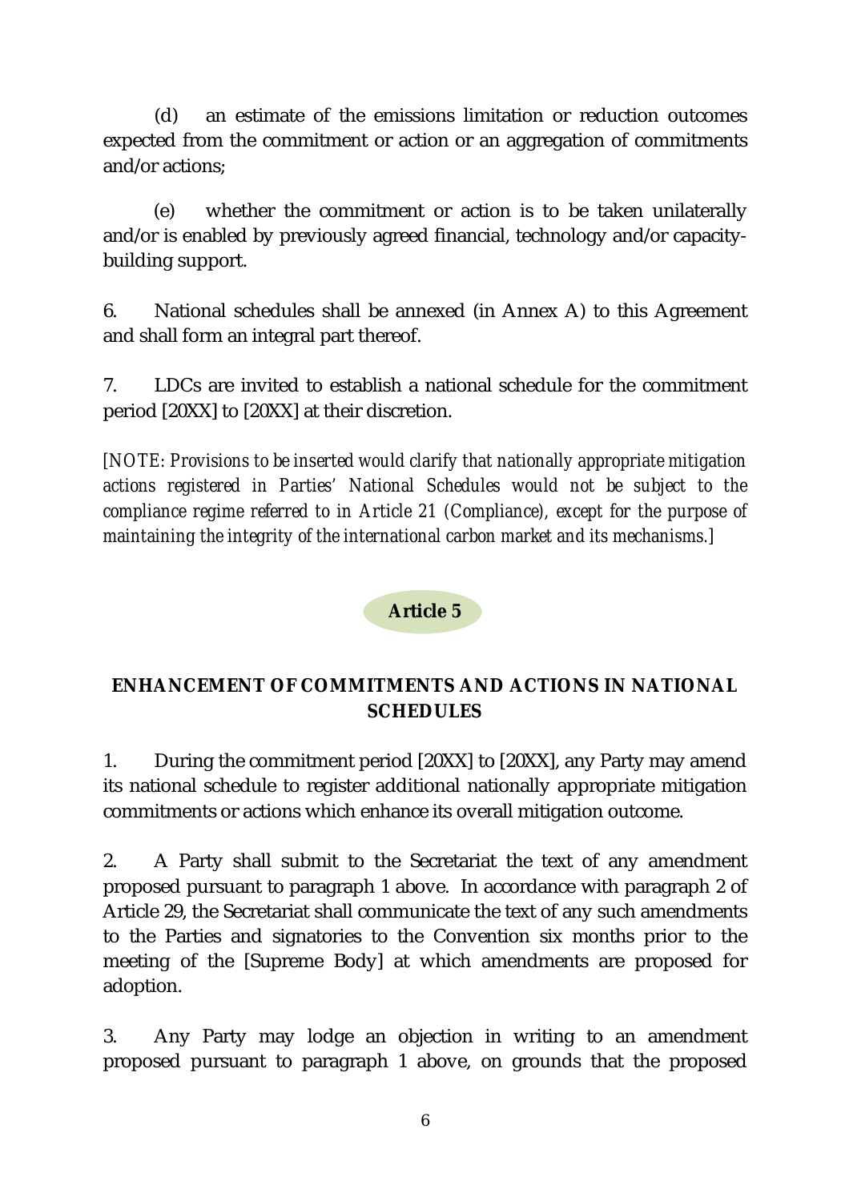(d) an estimate of the emissions limitation or reduction outcomes expected from the commitment or action or an aggregation of commitments and/or actions;

(e) whether the commitment or action is to be taken unilaterally and/or is enabled by previously agreed financial, technology and/or capacity-building support.

6. National schedules shall be annexed (in Annex A) to this Agreement and shall form an integral part thereof.

7. LDCs are invited to establish a national schedule for the commitment period [20XX] to [20XX] at their discretion.

*[NOTE: Provisions to be inserted would clarify that nationally appropriate mitigation actions registered in Parties' National Schedules would not be subject to the compliance regime referred to in Article 21 (Compliance), except for the purpose of maintaining the integrity of the international carbon market and its mechanisms.]*

## Article 5

## ENHANCEMENT OF COMMITMENTS AND ACTIONS IN NATIONAL SCHEDULES

1. During the commitment period [20XX] to [20XX], any Party may amend its national schedule to register additional nationally appropriate mitigation commitments or actions which enhance its overall mitigation outcome.

2. A Party shall submit to the Secretariat the text of any amendment proposed pursuant to paragraph 1 above. In accordance with paragraph 2 of Article 29, the Secretariat shall communicate the text of any such amendments to the Parties and signatories to the Convention six months prior to the meeting of the [Supreme Body] at which amendments are proposed for adoption.

3. Any Party may lodge an objection in writing to an amendment proposed pursuant to paragraph 1 above, on grounds that the proposed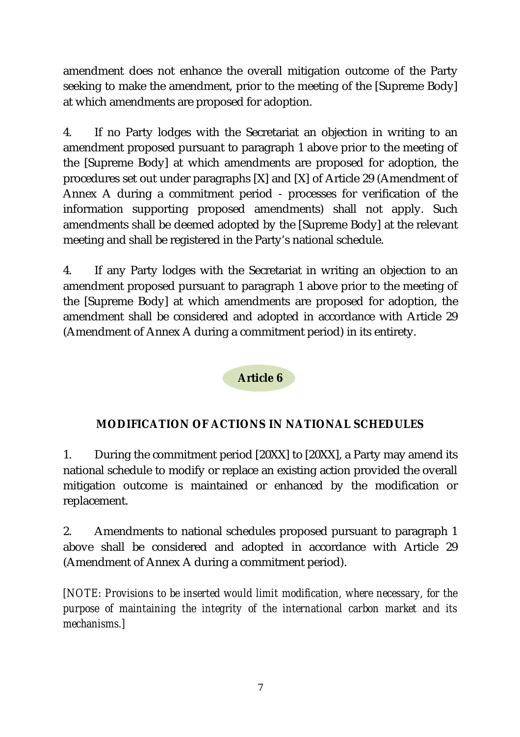amendment does not enhance the overall mitigation outcome of the Party seeking to make the amendment, prior to the meeting of the [Supreme Body] at which amendments are proposed for adoption.

4. If no Party lodges with the Secretariat an objection in writing to an amendment proposed pursuant to paragraph 1 above prior to the meeting of the [Supreme Body] at which amendments are proposed for adoption, the procedures set out under paragraphs [X] and [X] of Article 29 (Amendment of Annex A during a commitment period - processes for verification of the information supporting proposed amendments) shall not apply. Such amendments shall be deemed adopted by the [Supreme Body] at the relevant meeting and shall be registered in the Party's national schedule.

4. If any Party lodges with the Secretariat in writing an objection to an amendment proposed pursuant to paragraph 1 above prior to the meeting of the [Supreme Body] at which amendments are proposed for adoption, the amendment shall be considered and adopted in accordance with Article 29 (Amendment of Annex A during a commitment period) in its entirety.

## Article 6

### MODIFICATION OF ACTIONS IN NATIONAL SCHEDULES

1. During the commitment period [20XX] to [20XX], a Party may amend its national schedule to modify or replace an existing action provided the overall mitigation outcome is maintained or enhanced by the modification or replacement.

2. Amendments to national schedules proposed pursuant to paragraph 1 above shall be considered and adopted in accordance with Article 29 (Amendment of Annex A during a commitment period).

*[NOTE: Provisions to be inserted would limit modification, where necessary, for the purpose of maintaining the integrity of the international carbon market and its mechanisms.]*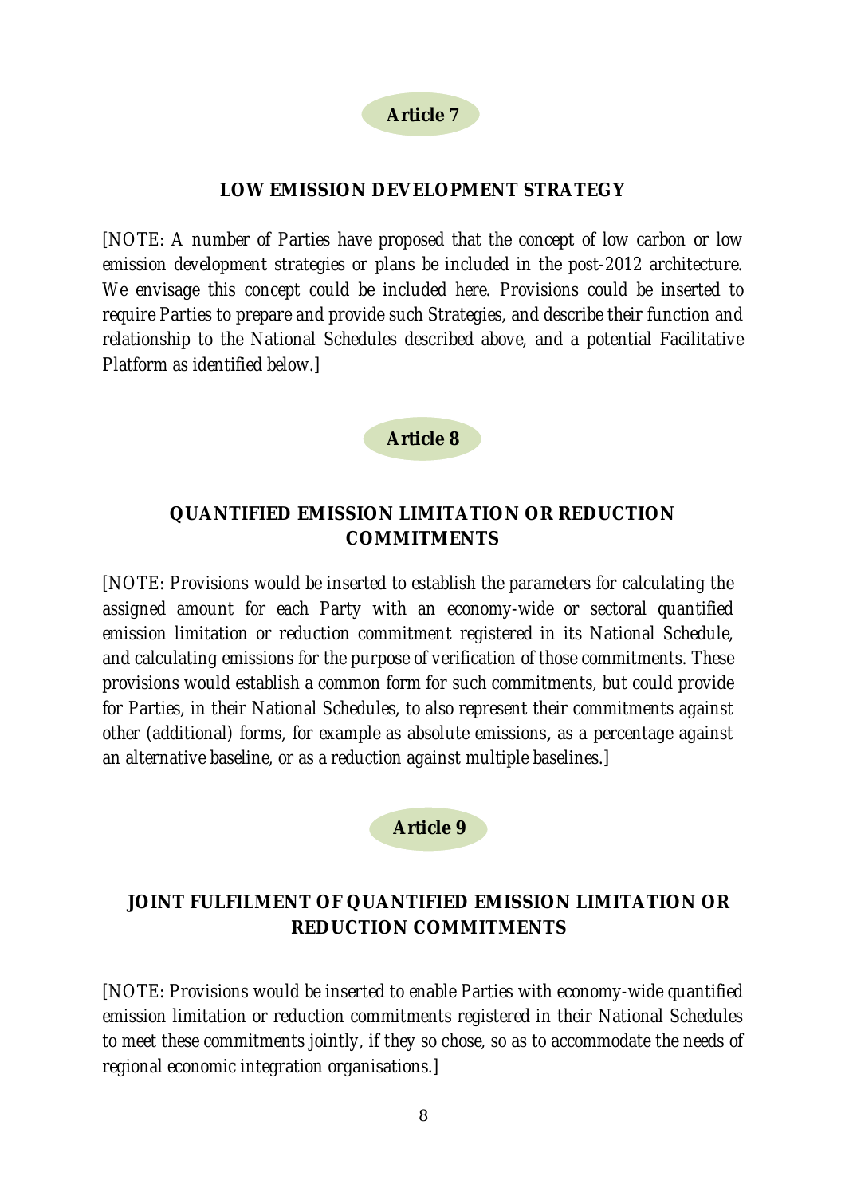## Article 7

### LOW EMISSION DEVELOPMENT STRATEGY

*[NOTE: A number of Parties have proposed that the concept of low carbon or low emission development strategies or plans be included in the post-2012 architecture. We envisage this concept could be included here. Provisions could be inserted to require Parties to prepare and provide such Strategies, and describe their function and relationship to the National Schedules described above, and a potential Facilitative Platform as identified below.]*

## Article 8

### QUANTIFIED EMISSION LIMITATION OR REDUCTION COMMITMENTS

*[NOTE: Provisions would be inserted to establish the parameters for calculating the assigned amount for each Party with an economy-wide or sectoral quantified emission limitation or reduction commitment registered in its National Schedule, and calculating emissions for the purpose of verification of those commitments. These provisions would establish a common form for such commitments, but could provide for Parties, in their National Schedules, to also represent their commitments against other (additional) forms, for example as absolute emissions, as a percentage against an alternative baseline, or as a reduction against multiple baselines.]*

## Article 9

### JOINT FULFILMENT OF QUANTIFIED EMISSION LIMITATION OR REDUCTION COMMITMENTS

*[NOTE: Provisions would be inserted to enable Parties with economy-wide quantified emission limitation or reduction commitments registered in their National Schedules to meet these commitments jointly, if they so chose, so as to accommodate the needs of regional economic integration organisations.]*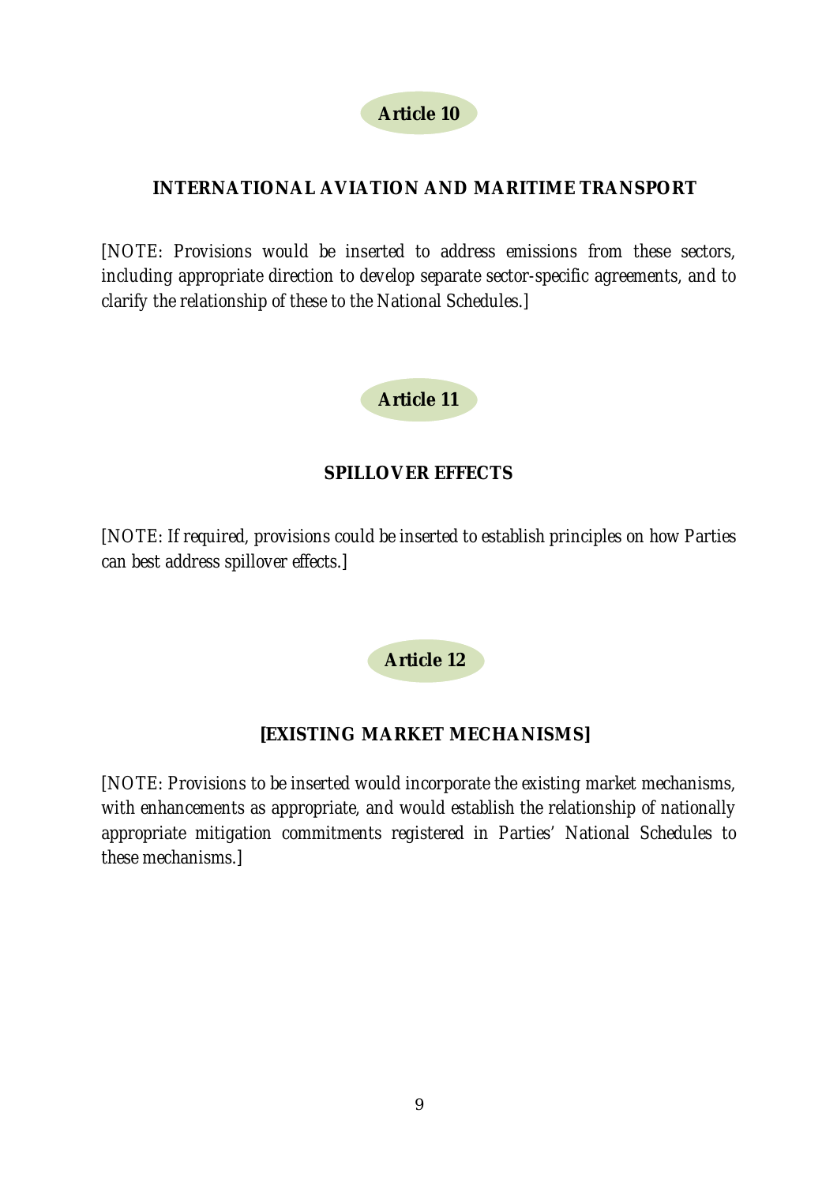## Article 10

### INTERNATIONAL AVIATION AND MARITIME TRANSPORT

*[NOTE: Provisions would be inserted to address emissions from these sectors, including appropriate direction to develop separate sector-specific agreements, and to clarify the relationship of these to the National Schedules.]*

## Article 11

### SPILLOVER EFFECTS

*[NOTE: If required, provisions could be inserted to establish principles on how Parties can best address spillover effects.]*

## Article 12

### [EXISTING MARKET MECHANISMS]

*[NOTE: Provisions to be inserted would incorporate the existing market mechanisms, with enhancements as appropriate, and would establish the relationship of nationally appropriate mitigation commitments registered in Parties' National Schedules to these mechanisms.]*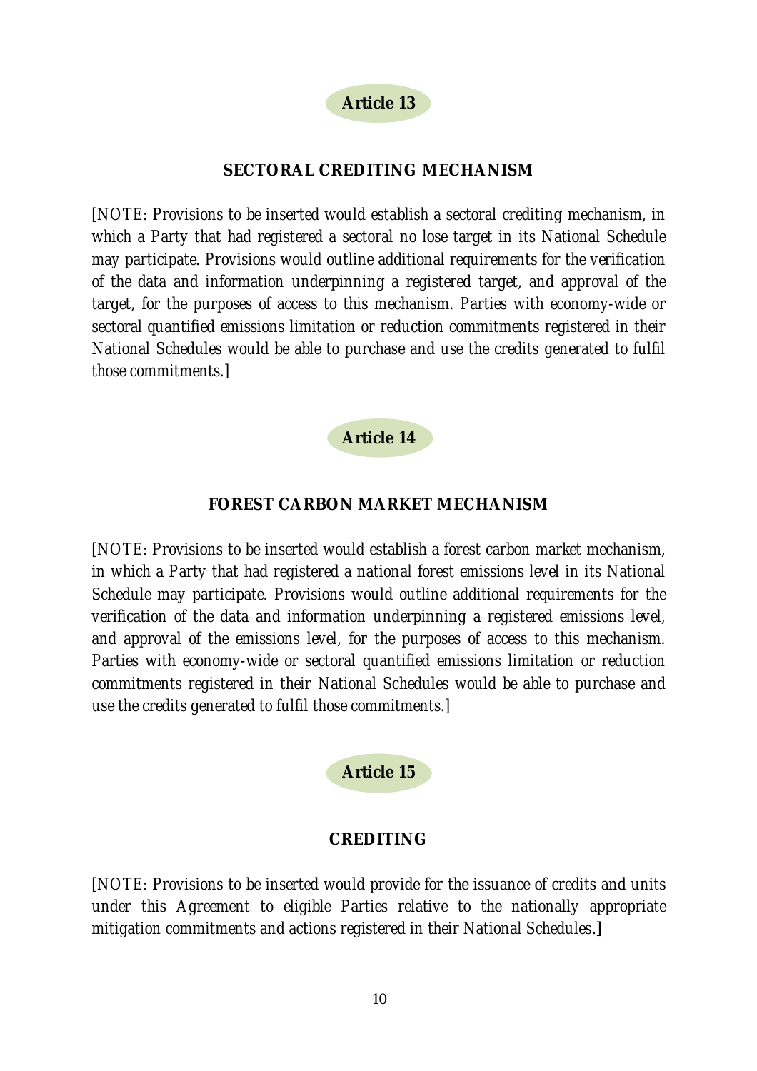## Article 13

### SECTORAL CREDITING MECHANISM

[NOTE: Provisions to be inserted would establish a sectoral crediting mechanism, in which a Party that had registered a sectoral no lose target in its National Schedule may participate. Provisions would outline additional requirements for the verification of the data and information underpinning a registered target, and approval of the target, for the purposes of access to this mechanism. Parties with economy-wide or sectoral quantified emissions limitation or reduction commitments registered in their National Schedules would be able to purchase and use the credits generated to fulfil those commitments.]

## Article 14

### FOREST CARBON MARKET MECHANISM

[NOTE: Provisions to be inserted would establish a forest carbon market mechanism, in which a Party that had registered a national forest emissions level in its National Schedule may participate. Provisions would outline additional requirements for the verification of the data and information underpinning a registered emissions level, and approval of the emissions level, for the purposes of access to this mechanism. Parties with economy-wide or sectoral quantified emissions limitation or reduction commitments registered in their National Schedules would be able to purchase and use the credits generated to fulfil those commitments.]

## Article 15

### CREDITING

[NOTE: Provisions to be inserted would provide for the issuance of credits and units under this Agreement to eligible Parties relative to the nationally appropriate mitigation commitments and actions registered in their National Schedules.]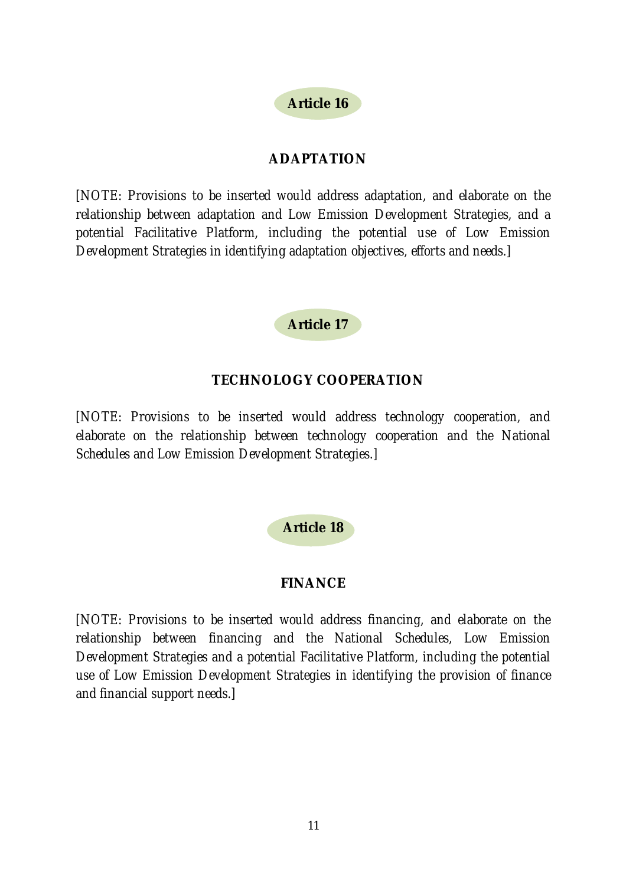## Article 16

### ADAPTATION

[NOTE: Provisions to be inserted would address adaptation, and elaborate on the relationship between adaptation and Low Emission Development Strategies, and a potential Facilitative Platform, including the potential use of Low Emission Development Strategies in identifying adaptation objectives, efforts and needs.]

## Article 17

### TECHNOLOGY COOPERATION

[NOTE: Provisions to be inserted would address technology cooperation, and elaborate on the relationship between technology cooperation and the National Schedules and Low Emission Development Strategies.]

## Article 18

### FINANCE

[NOTE: Provisions to be inserted would address financing, and elaborate on the relationship between financing and the National Schedules, Low Emission Development Strategies and a potential Facilitative Platform, including the potential use of Low Emission Development Strategies in identifying the provision of finance and financial support needs.]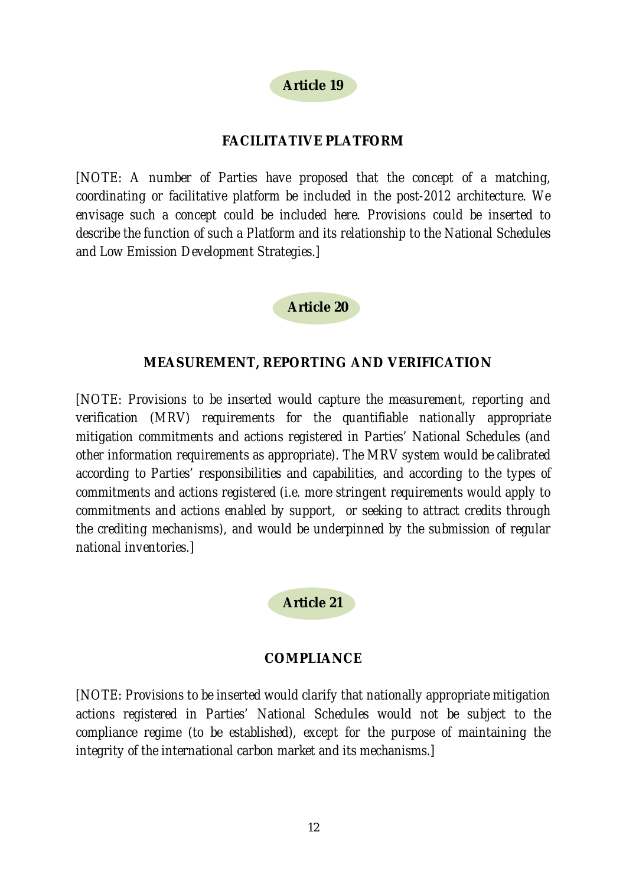## Article 19

### FACILITATIVE PLATFORM

[NOTE: A number of Parties have proposed that the concept of a matching, coordinating or facilitative platform be included in the post-2012 architecture. We envisage such a concept could be included here. Provisions could be inserted to describe the function of such a Platform and its relationship to the National Schedules and Low Emission Development Strategies.]

## Article 20

### MEASUREMENT, REPORTING AND VERIFICATION

[NOTE: Provisions to be inserted would capture the measurement, reporting and verification (MRV) requirements for the quantifiable nationally appropriate mitigation commitments and actions registered in Parties' National Schedules (and other information requirements as appropriate). The MRV system would be calibrated according to Parties' responsibilities and capabilities, and according to the types of commitments and actions registered (i.e. more stringent requirements would apply to commitments and actions enabled by support, or seeking to attract credits through the crediting mechanisms), and would be underpinned by the submission of regular national inventories.]

## Article 21

### COMPLIANCE

[NOTE: Provisions to be inserted would clarify that nationally appropriate mitigation actions registered in Parties' National Schedules would not be subject to the compliance regime (to be established), except for the purpose of maintaining the integrity of the international carbon market and its mechanisms.]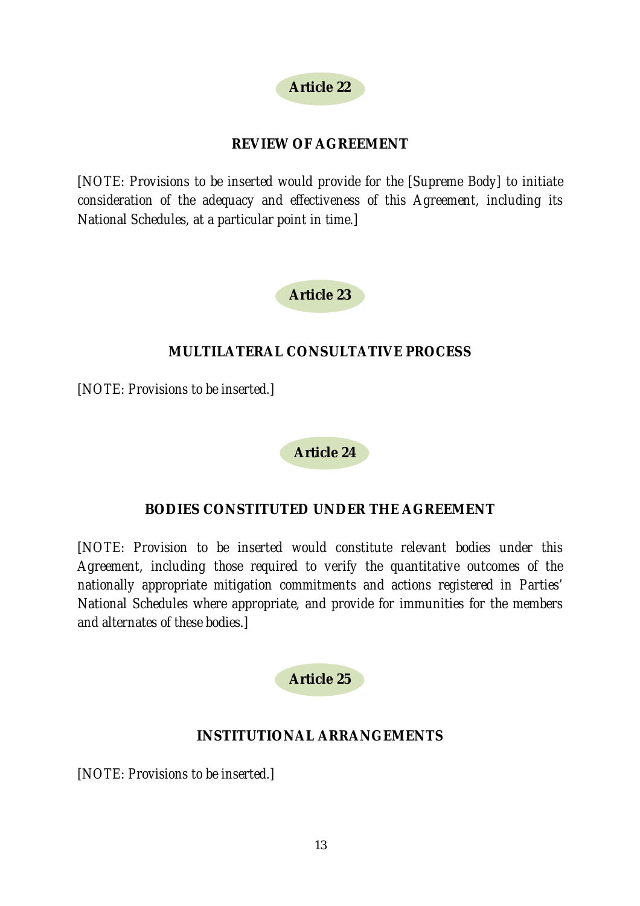## Article 22

### REVIEW OF AGREEMENT

*[NOTE: Provisions to be inserted would provide for the [Supreme Body] to initiate consideration of the adequacy and effectiveness of this Agreement, including its National Schedules, at a particular point in time.]*

## Article 23

### MULTILATERAL CONSULTATIVE PROCESS

*[NOTE: Provisions to be inserted.]*

## Article 24

### BODIES CONSTITUTED UNDER THE AGREEMENT

*[NOTE: Provision to be inserted would constitute relevant bodies under this Agreement, including those required to verify the quantitative outcomes of the nationally appropriate mitigation commitments and actions registered in Parties' National Schedules where appropriate, and provide for immunities for the members and alternates of these bodies.]*

## Article 25

### INSTITUTIONAL ARRANGEMENTS

*[NOTE: Provisions to be inserted.]*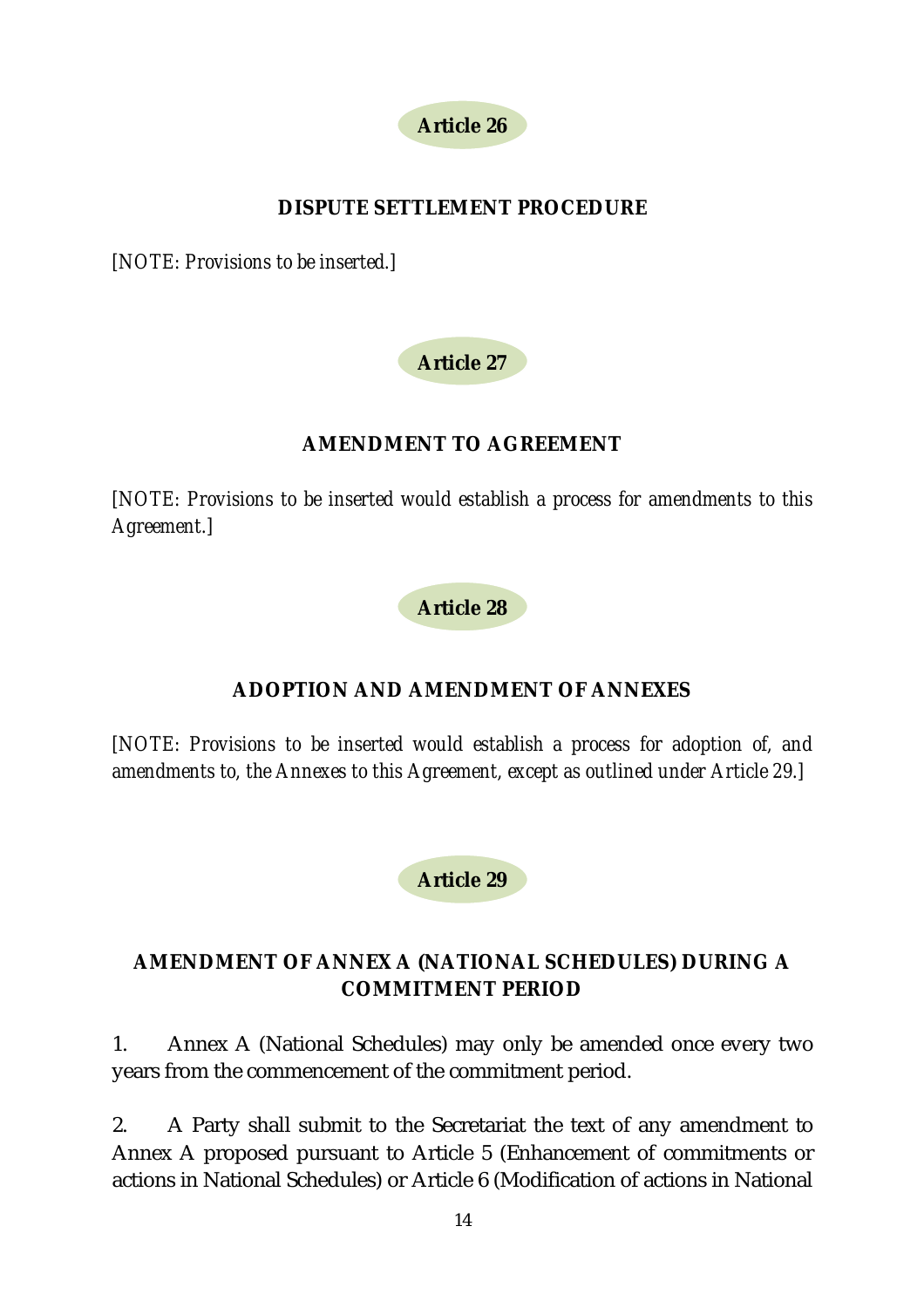## Article 26

### DISPUTE SETTLEMENT PROCEDURE

*[NOTE: Provisions to be inserted.]*

## Article 27

### AMENDMENT TO AGREEMENT

*[NOTE: Provisions to be inserted would establish a process for amendments to this Agreement.]*

## Article 28

### ADOPTION AND AMENDMENT OF ANNEXES

*[NOTE: Provisions to be inserted would establish a process for adoption of, and amendments to, the Annexes to this Agreement, except as outlined under Article 29.]*

## Article 29

### AMENDMENT OF ANNEX A (NATIONAL SCHEDULES) DURING A COMMITMENT PERIOD

1. Annex A (National Schedules) may only be amended once every two years from the commencement of the commitment period.

2. A Party shall submit to the Secretariat the text of any amendment to Annex A proposed pursuant to Article 5 (Enhancement of commitments or actions in National Schedules) or Article 6 (Modification of actions in National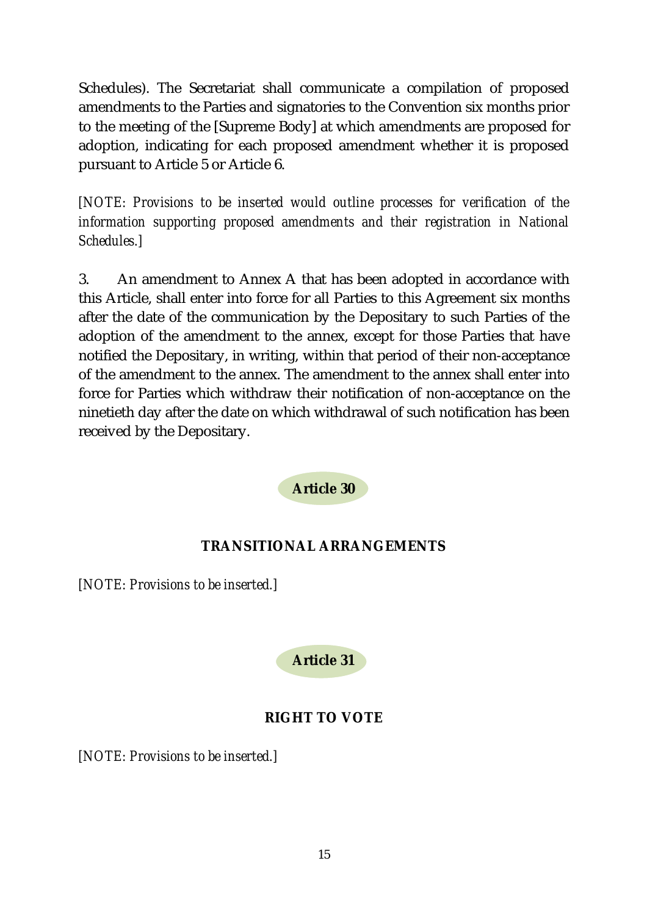Schedules). The Secretariat shall communicate a compilation of proposed amendments to the Parties and signatories to the Convention six months prior to the meeting of the [Supreme Body] at which amendments are proposed for adoption, indicating for each proposed amendment whether it is proposed pursuant to Article 5 or Article 6.

*[NOTE: Provisions to be inserted would outline processes for verification of the information supporting proposed amendments and their registration in National Schedules.]*

3. An amendment to Annex A that has been adopted in accordance with this Article, shall enter into force for all Parties to this Agreement six months after the date of the communication by the Depositary to such Parties of the adoption of the amendment to the annex, except for those Parties that have notified the Depositary, in writing, within that period of their non-acceptance of the amendment to the annex. The amendment to the annex shall enter into force for Parties which withdraw their notification of non-acceptance on the ninetieth day after the date on which withdrawal of such notification has been received by the Depositary.

## Article 30

### TRANSITIONAL ARRANGEMENTS

*[NOTE: Provisions to be inserted.]*

## Article 31

### RIGHT TO VOTE

*[NOTE: Provisions to be inserted.]*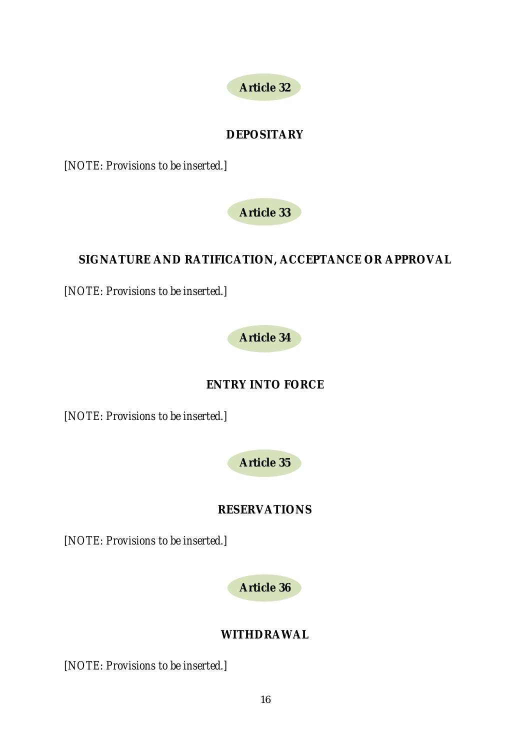## Article 32

### DEPOSITARY

*[NOTE: Provisions to be inserted.]*

## Article 33

### SIGNATURE AND RATIFICATION, ACCEPTANCE OR APPROVAL

*[NOTE: Provisions to be inserted.]*

## Article 34

### ENTRY INTO FORCE

*[NOTE: Provisions to be inserted.]*

## Article 35

### RESERVATIONS

*[NOTE: Provisions to be inserted.]*

## Article 36

### WITHDRAWAL

*[NOTE: Provisions to be inserted.]*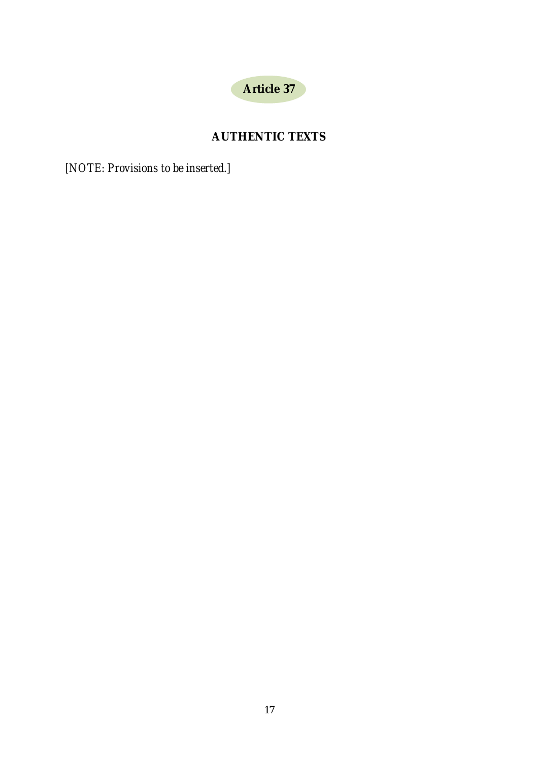## Article 37

## AUTHENTIC TEXTS

*[NOTE: Provisions to be inserted.]*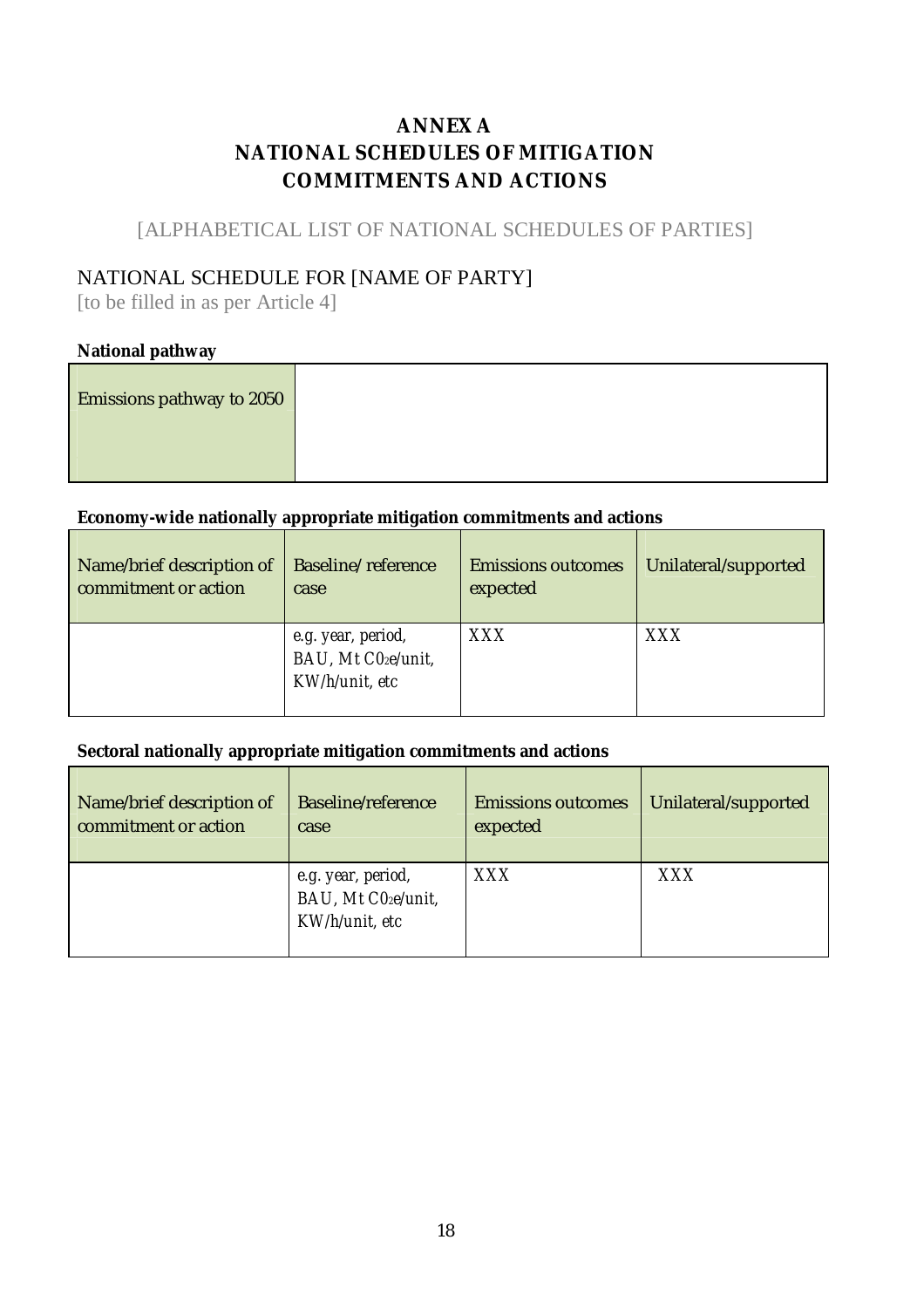# ANNEX A
# NATIONAL SCHEDULES OF MITIGATION COMMITMENTS AND ACTIONS

[ALPHABETICAL LIST OF NATIONAL SCHEDULES OF PARTIES]

## NATIONAL SCHEDULE FOR [NAME OF PARTY]

[to be filled in as per Article 4]

**National pathway**

| Emissions pathway to 2050 | |
|---|---|

**Economy-wide nationally appropriate mitigation commitments and actions**

| Name/brief description of commitment or action | Baseline/ reference case | Emissions outcomes expected | Unilateral/supported |
|---|---|---|---|
| | *e.g. year, period, BAU, Mt $CO_2$e/unit, KW/h/unit, etc* | *XXX* | *XXX* |

**Sectoral nationally appropriate mitigation commitments and actions**

| Name/brief description of commitment or action | Baseline/reference case | Emissions outcomes expected | Unilateral/supported |
|---|---|---|---|
| | *e.g. year, period, BAU, Mt $CO_2$e/unit, KW/h/unit, etc* | *XXX* | *XXX* |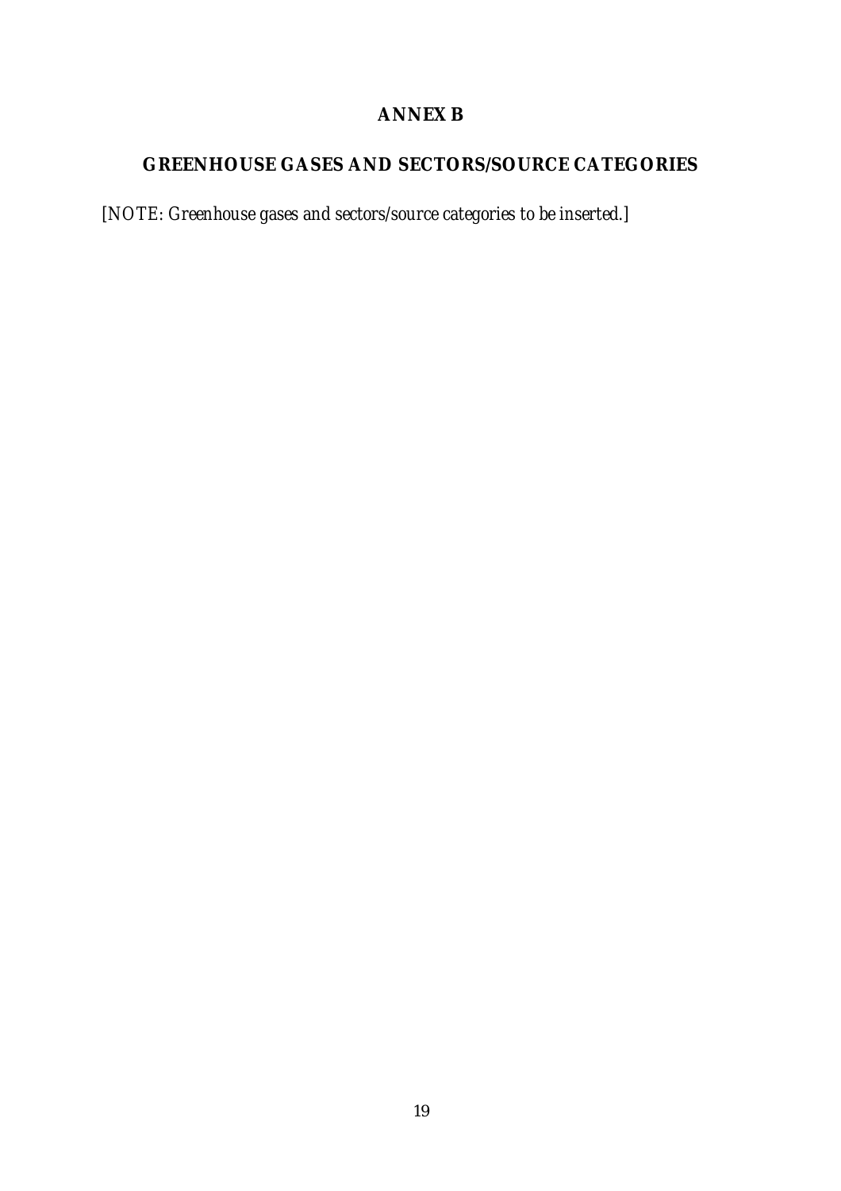# ANNEX B

## GREENHOUSE GASES AND SECTORS/SOURCE CATEGORIES

*[NOTE: Greenhouse gases and sectors/source categories to be inserted.]*